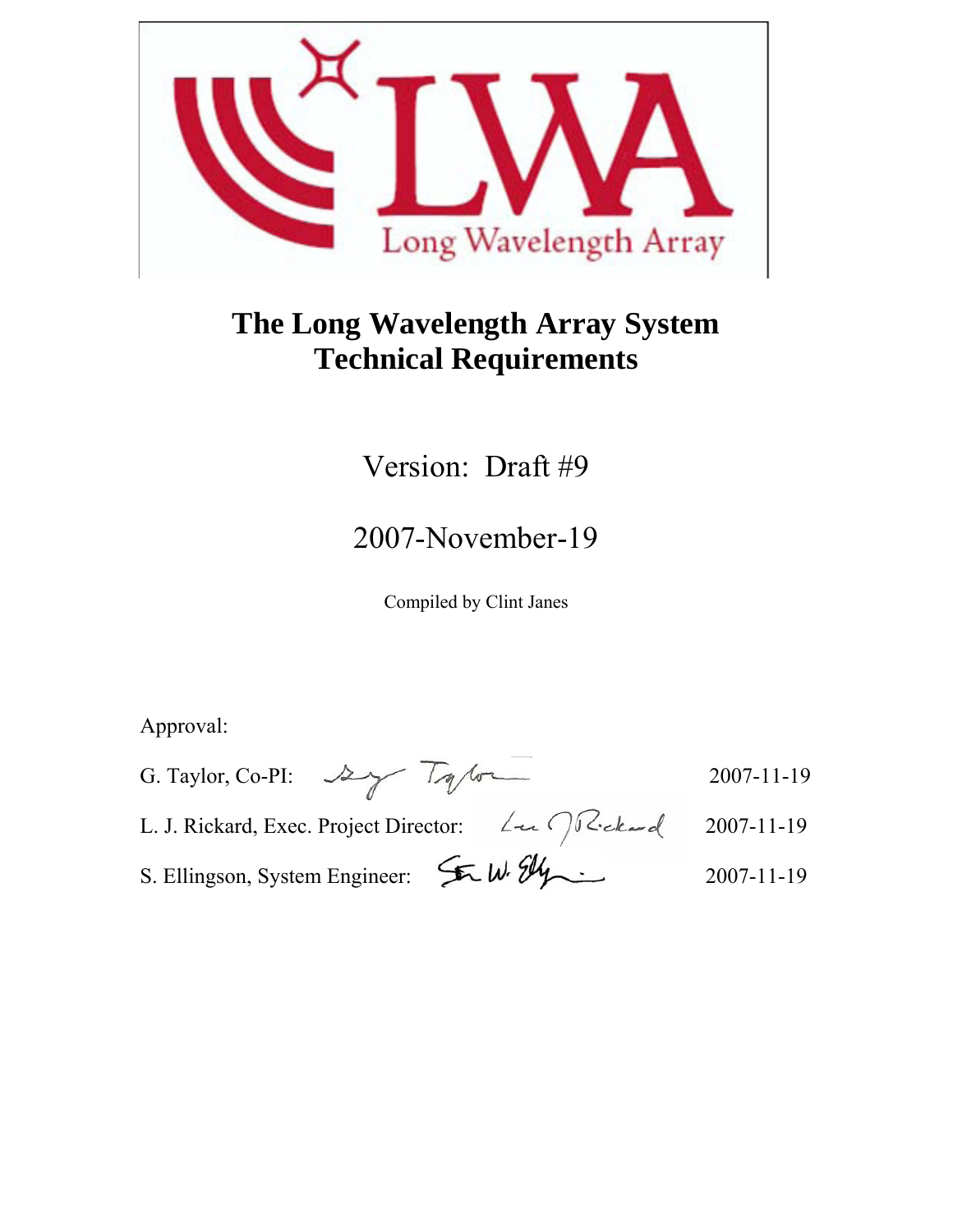# The Long Wavelength Array System Technical Requirements

Version: Draft #9

2007-November-19

Compiled by Clint Janes

Approval:

G. Taylor, Co-PI: 2007-11-19

L. J. Rickard, Exec. Project Director: 2007-11-19

S. Ellingson, System Engineer: 2007-11-19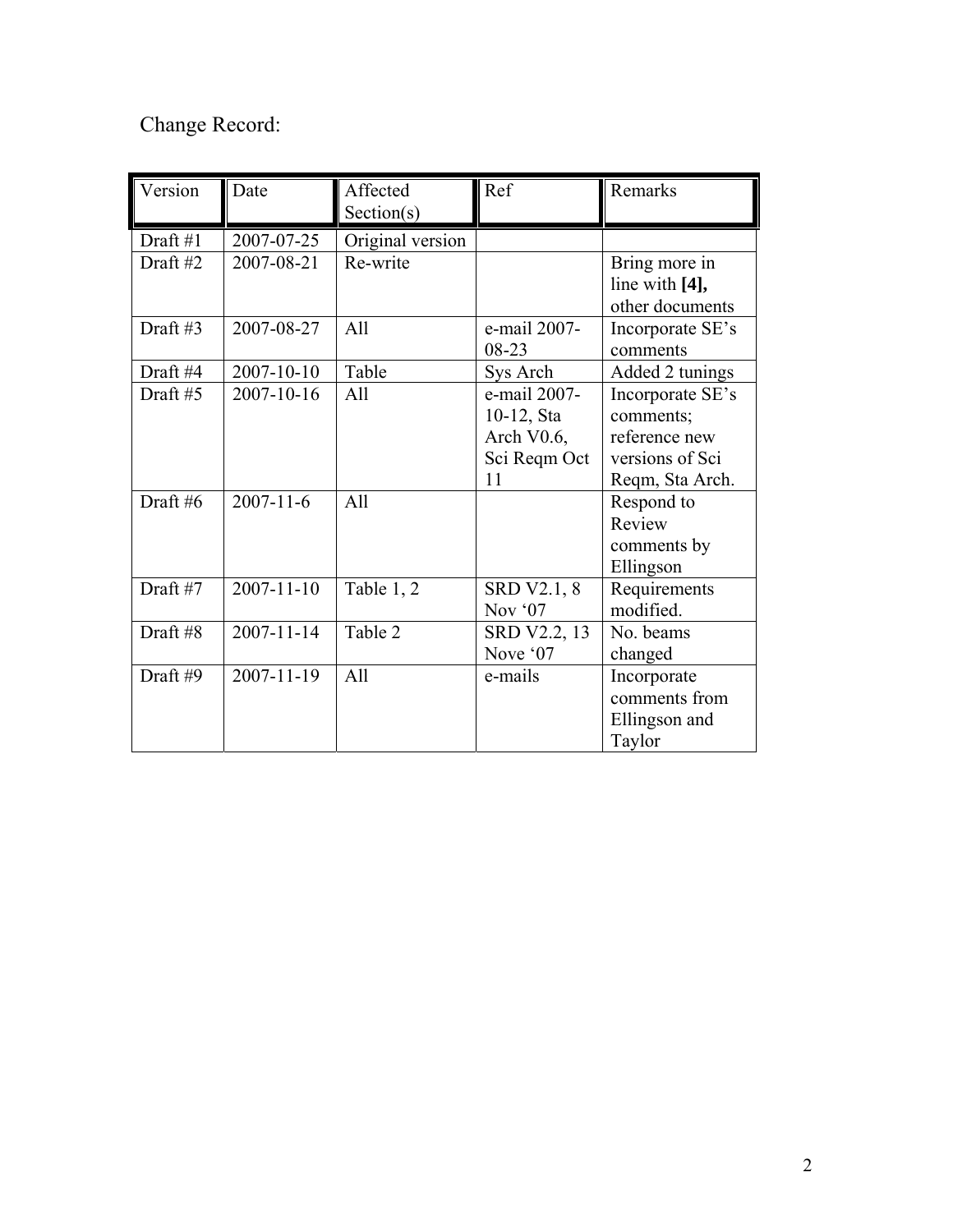Change Record:

| Version | Date | Affected Section(s) | Ref | Remarks |
|---|---|---|---|---|
| Draft #1 | 2007-07-25 | Original version | | |
| Draft #2 | 2007-08-21 | Re-write | | Bring more in line with **[4],** other documents |
| Draft #3 | 2007-08-27 | All | e-mail 2007-08-23 | Incorporate SE's comments |
| Draft #4 | 2007-10-10 | Table | Sys Arch | Added 2 tunings |
| Draft #5 | 2007-10-16 | All | e-mail 2007-10-12, Sta Arch V0.6, Sci Reqm Oct 11 | Incorporate SE's comments; reference new versions of Sci Reqm, Sta Arch. |
| Draft #6 | 2007-11-6 | All | | Respond to Review comments by Ellingson |
| Draft #7 | 2007-11-10 | Table 1, 2 | SRD V2.1, 8 Nov '07 | Requirements modified. |
| Draft #8 | 2007-11-14 | Table 2 | SRD V2.2, 13 Nove '07 | No. beams changed |
| Draft #9 | 2007-11-19 | All | e-mails | Incorporate comments from Ellingson and Taylor |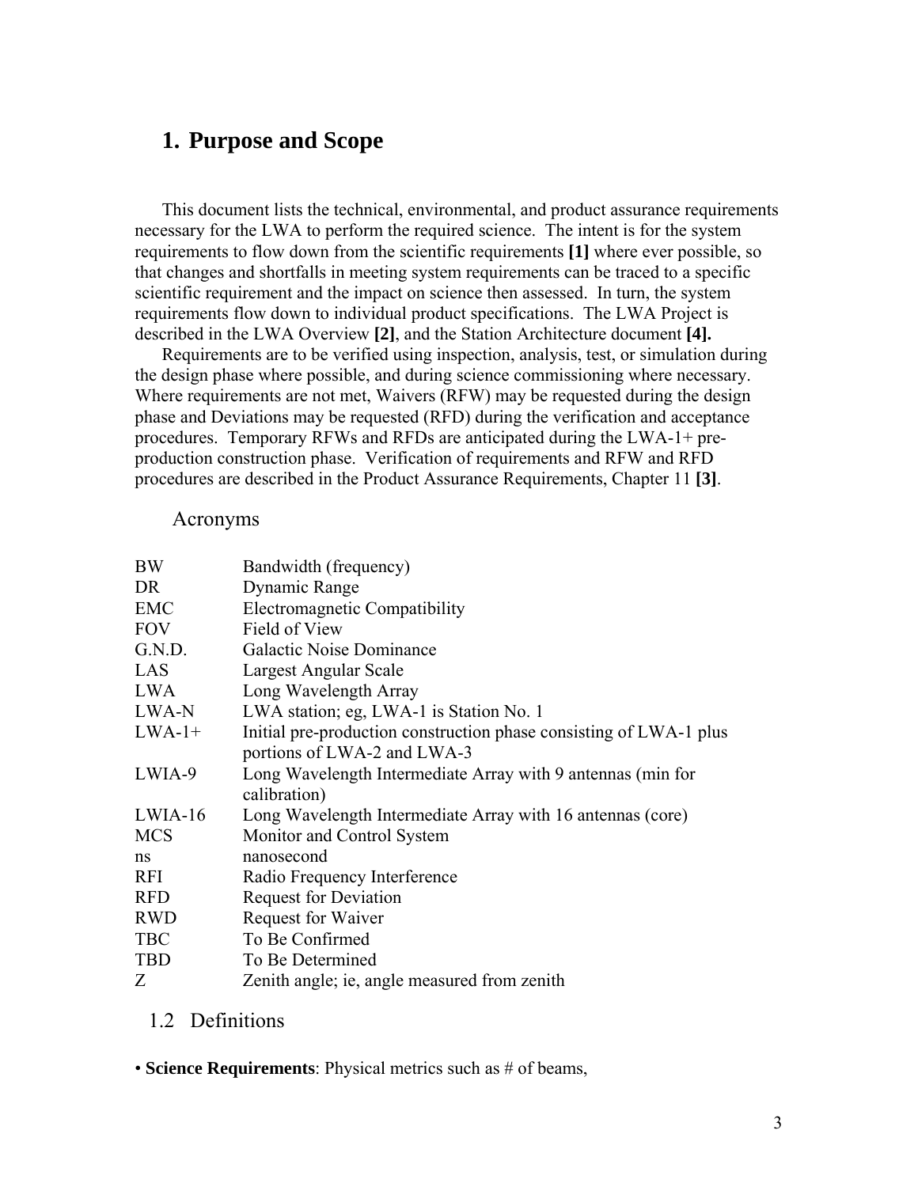# 1. Purpose and Scope

This document lists the technical, environmental, and product assurance requirements necessary for the LWA to perform the required science. The intent is for the system requirements to flow down from the scientific requirements **[1]** where ever possible, so that changes and shortfalls in meeting system requirements can be traced to a specific scientific requirement and the impact on science then assessed. In turn, the system requirements flow down to individual product specifications. The LWA Project is described in the LWA Overview **[2]**, and the Station Architecture document **[4].**

Requirements are to be verified using inspection, analysis, test, or simulation during the design phase where possible, and during science commissioning where necessary. Where requirements are not met, Waivers (RFW) may be requested during the design phase and Deviations may be requested (RFD) during the verification and acceptance procedures. Temporary RFWs and RFDs are anticipated during the LWA-1+ pre-production construction phase. Verification of requirements and RFW and RFD procedures are described in the Product Assurance Requirements, Chapter 11 **[3]**.

## Acronyms

| | |
|---|---|
| BW | Bandwidth (frequency) |
| DR | Dynamic Range |
| EMC | Electromagnetic Compatibility |
| FOV | Field of View |
| G.N.D. | Galactic Noise Dominance |
| LAS | Largest Angular Scale |
| LWA | Long Wavelength Array |
| LWA-N | LWA station; eg, LWA-1 is Station No. 1 |
| LWA-1+ | Initial pre-production construction phase consisting of LWA-1 plus portions of LWA-2 and LWA-3 |
| LWIA-9 | Long Wavelength Intermediate Array with 9 antennas (min for calibration) |
| LWIA-16 | Long Wavelength Intermediate Array with 16 antennas (core) |
| MCS | Monitor and Control System |
| ns | nanosecond |
| RFI | Radio Frequency Interference |
| RFD | Request for Deviation |
| RWD | Request for Waiver |
| TBC | To Be Confirmed |
| TBD | To Be Determined |
| Z | Zenith angle; ie, angle measured from zenith |

## 1.2 Definitions

• **Science Requirements**: Physical metrics such as # of beams,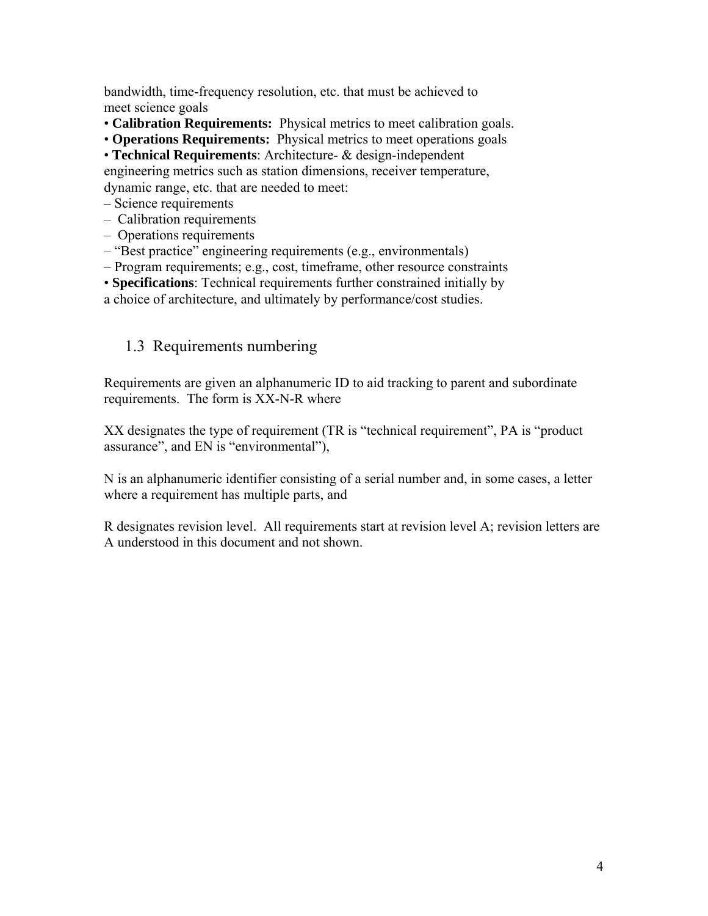bandwidth, time-frequency resolution, etc. that must be achieved to meet science goals

- **Calibration Requirements:** Physical metrics to meet calibration goals.
- **Operations Requirements:** Physical metrics to meet operations goals
- **Technical Requirements**: Architecture- & design-independent engineering metrics such as station dimensions, receiver temperature, dynamic range, etc. that are needed to meet:
  - Science requirements
  - Calibration requirements
  - Operations requirements
  - "Best practice" engineering requirements (e.g., environmentals)
  - Program requirements; e.g., cost, timeframe, other resource constraints
- **Specifications**: Technical requirements further constrained initially by a choice of architecture, and ultimately by performance/cost studies.

## 1.3 Requirements numbering

Requirements are given an alphanumeric ID to aid tracking to parent and subordinate requirements. The form is XX-N-R where

XX designates the type of requirement (TR is "technical requirement", PA is "product assurance", and EN is "environmental"),

N is an alphanumeric identifier consisting of a serial number and, in some cases, a letter where a requirement has multiple parts, and

R designates revision level. All requirements start at revision level A; revision letters are A understood in this document and not shown.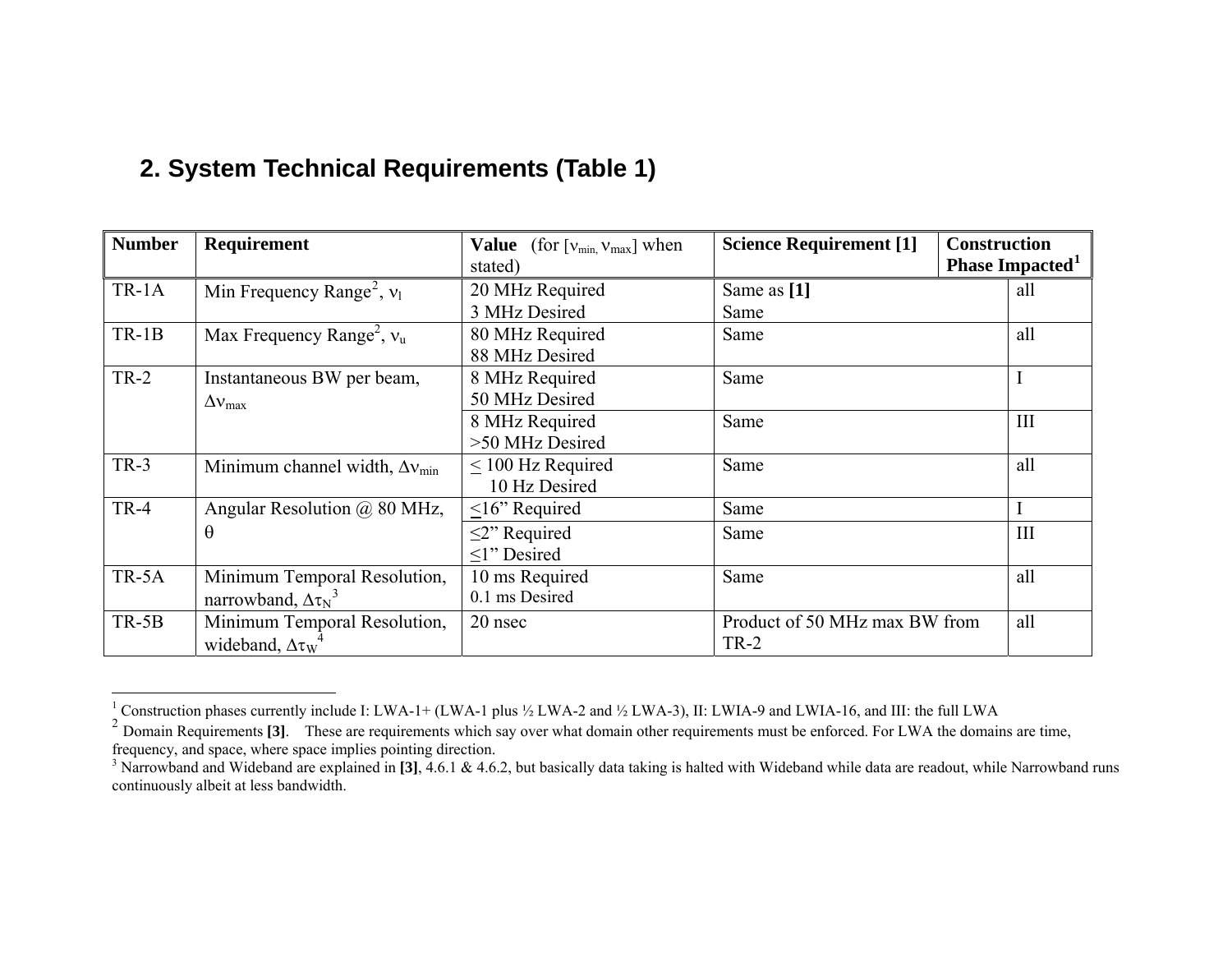## 2. System Technical Requirements (Table 1)

| Number | Requirement | Value (for [$\nu_{min}$, $\nu_{max}$] when stated) | Science Requirement [1] | Construction Phase Impacted[1] |
|---|---|---|---|---|
| TR-1A | Min Frequency Range[2], $\nu_l$ | 20 MHz Required<br>3 MHz Desired | Same as **[1]**<br>Same | all |
| TR-1B | Max Frequency Range[2], $\nu_u$ | 80 MHz Required<br>88 MHz Desired | Same | all |
| TR-2 | Instantaneous BW per beam, $\Delta\nu_{max}$ | 8 MHz Required<br>50 MHz Desired | Same | I |
| | | 8 MHz Required<br>>50 MHz Desired | Same | III |
| TR-3 | Minimum channel width, $\Delta\nu_{min}$ | $\leq$ 100 Hz Required<br>10 Hz Desired | Same | all |
| TR-4 | Angular Resolution @ 80 MHz, $\theta$ | $\leq$16" Required | Same | I |
| | | $\leq$2" Required<br>$\leq$1" Desired | Same | III |
| TR-5A | Minimum Temporal Resolution, narrowband, $\Delta\tau_N$[3] | 10 ms Required<br>0.1 ms Desired | Same | all |
| TR-5B | Minimum Temporal Resolution, wideband, $\Delta\tau_W$[4] | 20 nsec | Product of 50 MHz max BW from TR-2 | all |

---

[1] Construction phases currently include I: LWA-1+ (LWA-1 plus ½ LWA-2 and ½ LWA-3), II: LWIA-9 and LWIA-16, and III: the full LWA

[2] Domain Requirements **[3]**. These are requirements which say over what domain other requirements must be enforced. For LWA the domains are time, frequency, and space, where space implies pointing direction.

[3] Narrowband and Wideband are explained in **[3]**, 4.6.1 & 4.6.2, but basically data taking is halted with Wideband while data are readout, while Narrowband runs continuously albeit at less bandwidth.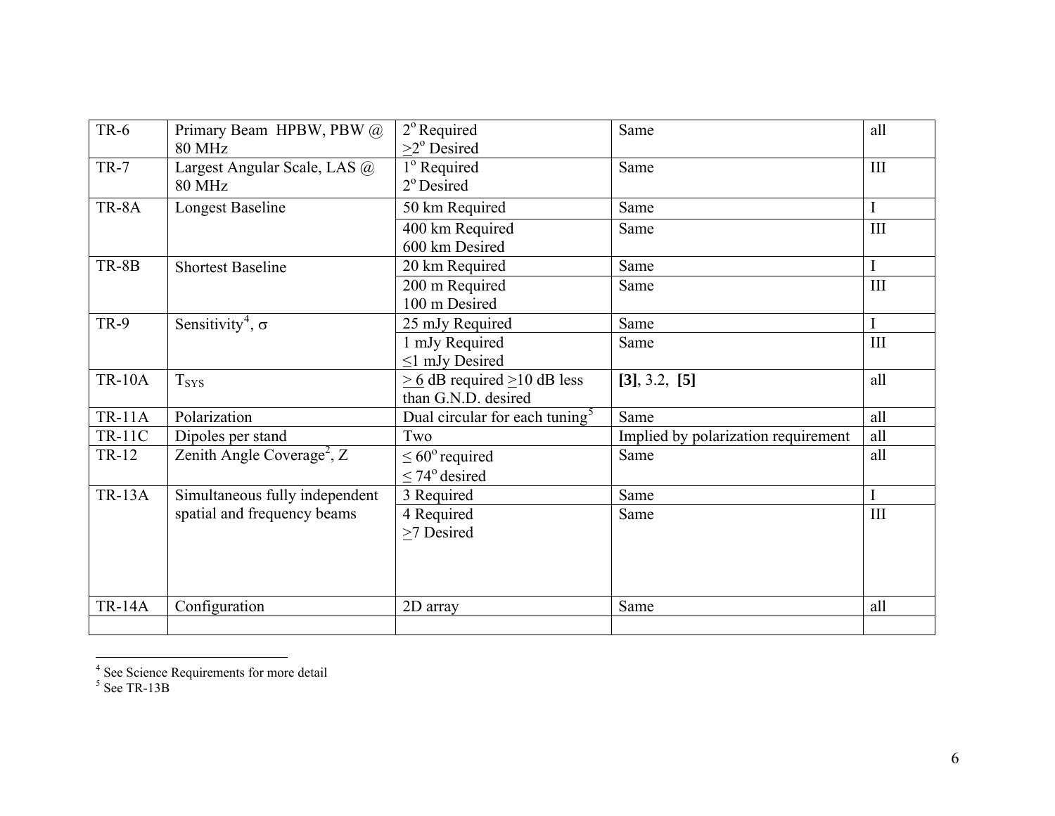| TR-6 | Primary Beam HPBW, PBW @ 80 MHz | $2^{o}$ Required<br>$\geq 2^{o}$ Desired | Same | all |
|---|---|---|---|---|
| TR-7 | Largest Angular Scale, LAS @ 80 MHz | $1^{o}$ Required<br>$2^{o}$ Desired | Same | III |
| TR-8A | Longest Baseline | 50 km Required | Same | I |
| | | 400 km Required<br>600 km Desired | Same | III |
| TR-8B | Shortest Baseline | 20 km Required | Same | I |
| | | 200 m Required<br>100 m Desired | Same | III |
| TR-9 | Sensitivity[4], σ | 25 mJy Required | Same | I |
| | | 1 mJy Required<br>≤1 mJy Desired | Same | III |
| TR-10A | $T_{SYS}$ | ≥ 6 dB required ≥10 dB less than G.N.D. desired | **[3]**, 3.2, **[5]** | all |
| TR-11A | Polarization | Dual circular for each tuning[5] | Same | all |
| TR-11C | Dipoles per stand | Two | Implied by polarization requirement | all |
| TR-12 | Zenith Angle Coverage[2], Z | $\leq 60^{o}$ required<br>$\leq 74^{o}$ desired | Same | all |
| TR-13A | Simultaneous fully independent spatial and frequency beams | 3 Required | Same | I |
| | | 4 Required<br>≥7 Desired | Same | III |
| TR-14A | Configuration | 2D array | Same | all |
| | | | | |

[4] See Science Requirements for more detail

[5] See TR-13B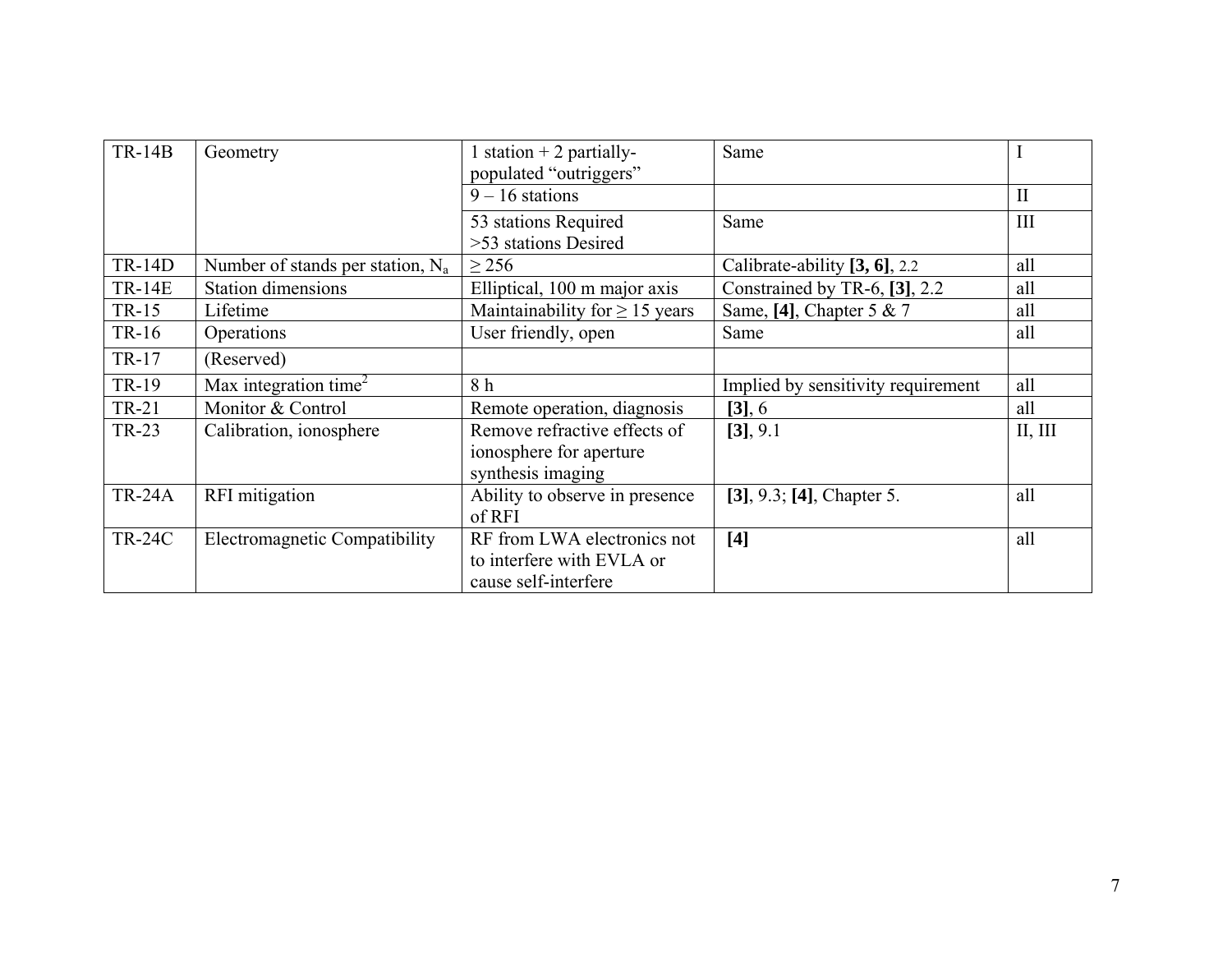| TR-14B | Geometry | 1 station + 2 partially-populated "outriggers" | Same | I |
|---|---|---|---|---|
| | | 9 – 16 stations | | II |
| | | 53 stations Required<br>>53 stations Desired | Same | III |
| TR-14D | Number of stands per station, $N_a$ | ≥ 256 | Calibrate-ability **[3, 6]**, 2.2 | all |
| TR-14E | Station dimensions | Elliptical, 100 m major axis | Constrained by TR-6, **[3]**, 2.2 | all |
| TR-15 | Lifetime | Maintainability for ≥ 15 years | Same, **[4]**, Chapter 5 & 7 | all |
| TR-16 | Operations | User friendly, open | Same | all |
| TR-17 | (Reserved) | | | |
| TR-19 | Max integration time[2] | 8 h | Implied by sensitivity requirement | all |
| TR-21 | Monitor & Control | Remote operation, diagnosis | **[3]**, 6 | all |
| TR-23 | Calibration, ionosphere | Remove refractive effects of ionosphere for aperture synthesis imaging | **[3]**, 9.1 | II, III |
| TR-24A | RFI mitigation | Ability to observe in presence of RFI | **[3]**, 9.3; **[4]**, Chapter 5. | all |
| TR-24C | Electromagnetic Compatibility | RF from LWA electronics not to interfere with EVLA or cause self-interfere | **[4]** | all |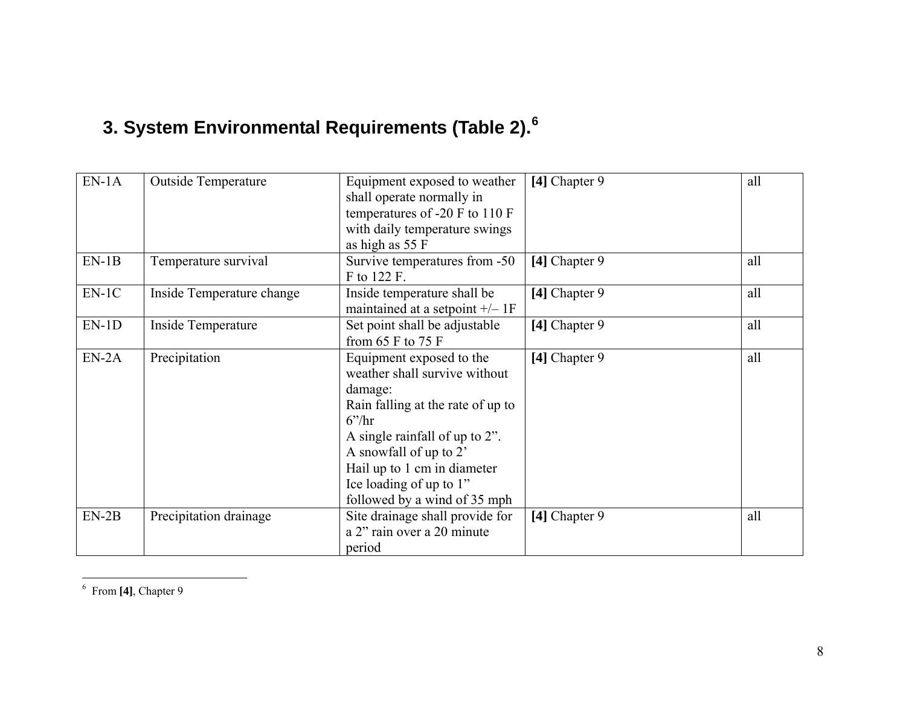## 3. System Environmental Requirements (Table 2).[6]

| | | | | |
|---|---|---|---|---|
| EN-1A | Outside Temperature | Equipment exposed to weather shall operate normally in temperatures of -20 F to 110 F with daily temperature swings as high as 55 F | **[4]** Chapter 9 | all |
| EN-1B | Temperature survival | Survive temperatures from -50 F to 122 F. | **[4]** Chapter 9 | all |
| EN-1C | Inside Temperature change | Inside temperature shall be maintained at a setpoint +/– 1F | **[4]** Chapter 9 | all |
| EN-1D | Inside Temperature | Set point shall be adjustable from 65 F to 75 F | **[4]** Chapter 9 | all |
| EN-2A | Precipitation | Equipment exposed to the weather shall survive without damage:<br>Rain falling at the rate of up to 6"/hr<br>A single rainfall of up to 2".<br>A snowfall of up to 2'<br>Hail up to 1 cm in diameter<br>Ice loading of up to 1" followed by a wind of 35 mph | **[4]** Chapter 9 | all |
| EN-2B | Precipitation drainage | Site drainage shall provide for a 2" rain over a 20 minute period | **[4]** Chapter 9 | all |

[6] From **[4]**, Chapter 9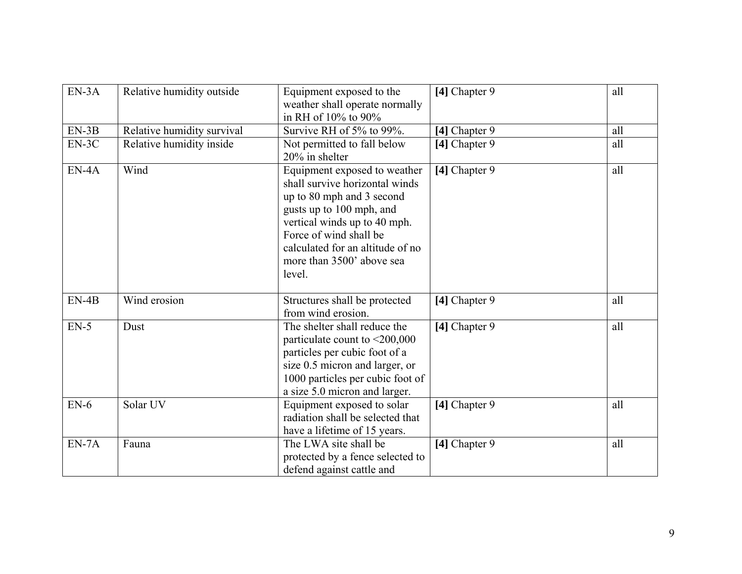| | | | | |
|---|---|---|---|---|
| EN-3A | Relative humidity outside | Equipment exposed to the weather shall operate normally in RH of 10% to 90% | **[4]** Chapter 9 | all |
| EN-3B | Relative humidity survival | Survive RH of 5% to 99%. | **[4]** Chapter 9 | all |
| EN-3C | Relative humidity inside | Not permitted to fall below 20% in shelter | **[4]** Chapter 9 | all |
| EN-4A | Wind | Equipment exposed to weather shall survive horizontal winds up to 80 mph and 3 second gusts up to 100 mph, and vertical winds up to 40 mph. Force of wind shall be calculated for an altitude of no more than 3500' above sea level. | **[4]** Chapter 9 | all |
| EN-4B | Wind erosion | Structures shall be protected from wind erosion. | **[4]** Chapter 9 | all |
| EN-5 | Dust | The shelter shall reduce the particulate count to <200,000 particles per cubic foot of a size 0.5 micron and larger, or 1000 particles per cubic foot of a size 5.0 micron and larger. | **[4]** Chapter 9 | all |
| EN-6 | Solar UV | Equipment exposed to solar radiation shall be selected that have a lifetime of 15 years. | **[4]** Chapter 9 | all |
| EN-7A | Fauna | The LWA site shall be protected by a fence selected to defend against cattle and | **[4]** Chapter 9 | all |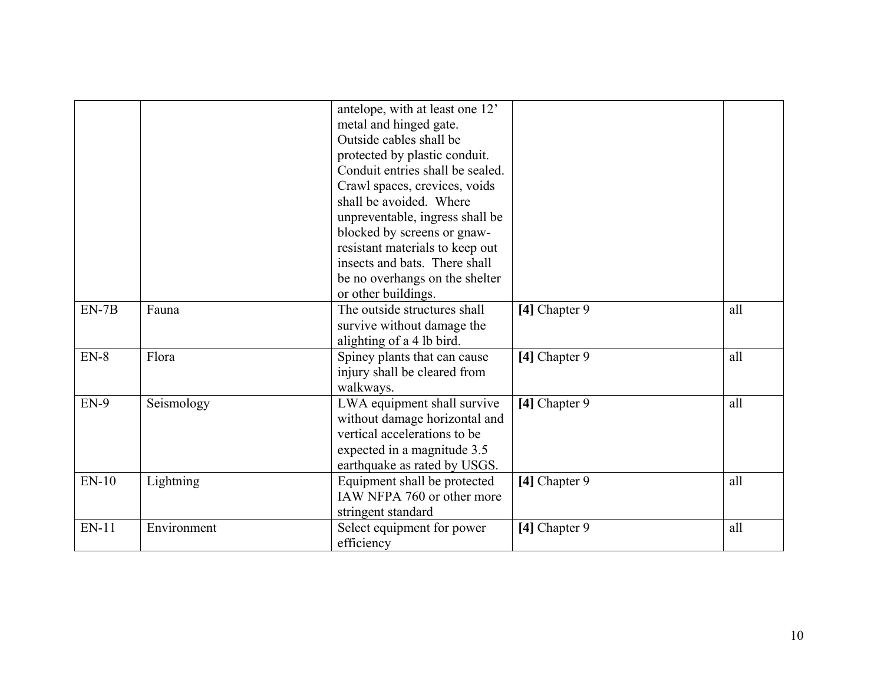| | | | | |
|---|---|---|---|---|
| | | antelope, with at least one 12' metal and hinged gate. Outside cables shall be protected by plastic conduit. Conduit entries shall be sealed. Crawl spaces, crevices, voids shall be avoided. Where unpreventable, ingress shall be blocked by screens or gnaw-resistant materials to keep out insects and bats. There shall be no overhangs on the shelter or other buildings. | | |
| EN-7B | Fauna | The outside structures shall survive without damage the alighting of a 4 lb bird. | **[4]** Chapter 9 | all |
| EN-8 | Flora | Spiney plants that can cause injury shall be cleared from walkways. | **[4]** Chapter 9 | all |
| EN-9 | Seismology | LWA equipment shall survive without damage horizontal and vertical accelerations to be expected in a magnitude 3.5 earthquake as rated by USGS. | **[4]** Chapter 9 | all |
| EN-10 | Lightning | Equipment shall be protected IAW NFPA 760 or other more stringent standard | **[4]** Chapter 9 | all |
| EN-11 | Environment | Select equipment for power efficiency | **[4]** Chapter 9 | all |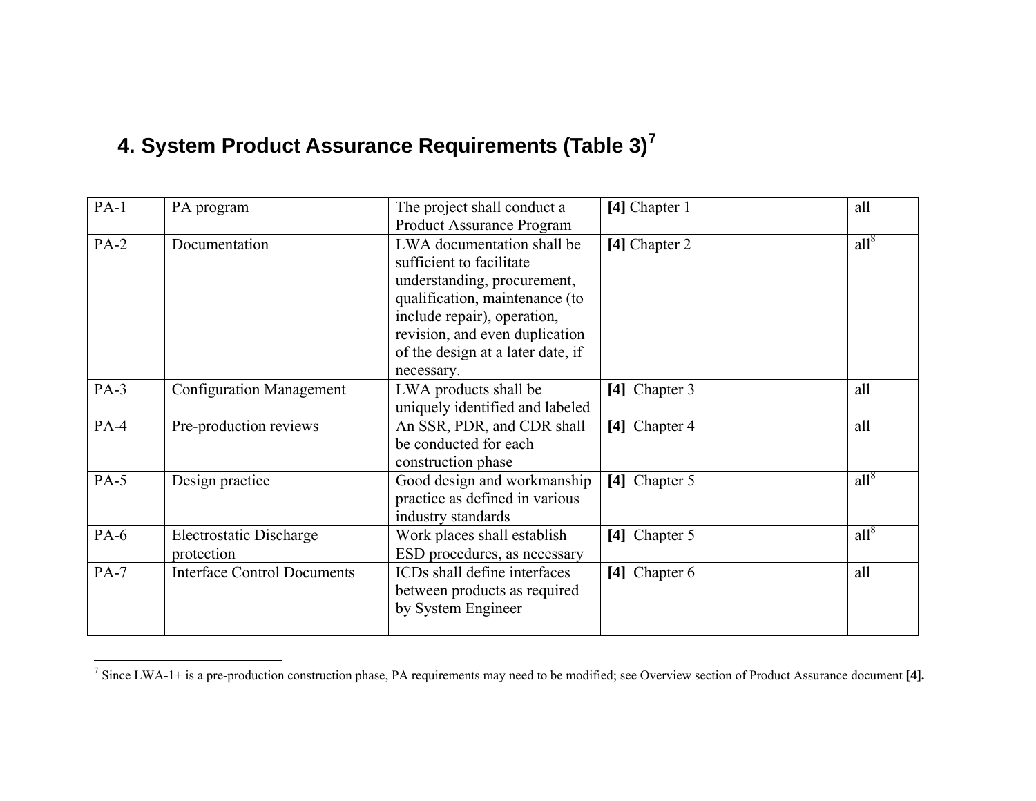## 4. System Product Assurance Requirements (Table 3)[7]

| | | | | |
|---|---|---|---|---|
| PA-1 | PA program | The project shall conduct a Product Assurance Program | **[4]** Chapter 1 | all |
| PA-2 | Documentation | LWA documentation shall be sufficient to facilitate understanding, procurement, qualification, maintenance (to include repair), operation, revision, and even duplication of the design at a later date, if necessary. | **[4]** Chapter 2 | all[8] |
| PA-3 | Configuration Management | LWA products shall be uniquely identified and labeled | **[4]** Chapter 3 | all |
| PA-4 | Pre-production reviews | An SSR, PDR, and CDR shall be conducted for each construction phase | **[4]** Chapter 4 | all |
| PA-5 | Design practice | Good design and workmanship practice as defined in various industry standards | **[4]** Chapter 5 | all[8] |
| PA-6 | Electrostatic Discharge protection | Work places shall establish ESD procedures, as necessary | **[4]** Chapter 5 | all[8] |
| PA-7 | Interface Control Documents | ICDs shall define interfaces between products as required by System Engineer | **[4]** Chapter 6 | all |

[7] Since LWA-1+ is a pre-production construction phase, PA requirements may need to be modified; see Overview section of Product Assurance document **[4].**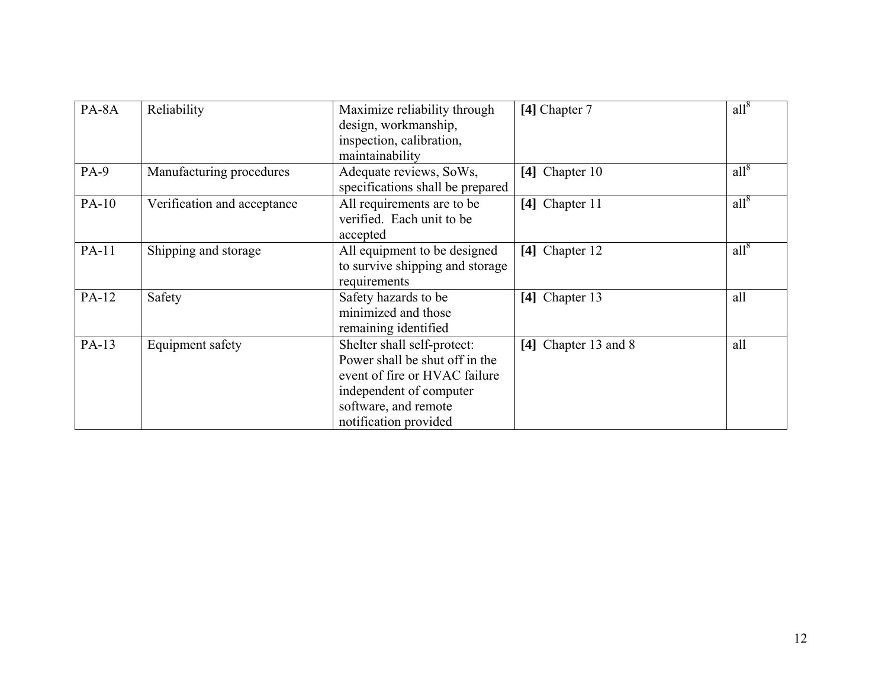| PA-8A | Reliability | Maximize reliability through design, workmanship, inspection, calibration, maintainability | **[4]** Chapter 7 | all[8] |
|---|---|---|---|---|
| PA-9 | Manufacturing procedures | Adequate reviews, SoWs, specifications shall be prepared | **[4]** Chapter 10 | all[8] |
| PA-10 | Verification and acceptance | All requirements are to be verified. Each unit to be accepted | **[4]** Chapter 11 | all[8] |
| PA-11 | Shipping and storage | All equipment to be designed to survive shipping and storage requirements | **[4]** Chapter 12 | all[8] |
| PA-12 | Safety | Safety hazards to be minimized and those remaining identified | **[4]** Chapter 13 | all |
| PA-13 | Equipment safety | Shelter shall self-protect: Power shall be shut off in the event of fire or HVAC failure independent of computer software, and remote notification provided | **[4]** Chapter 13 and 8 | all |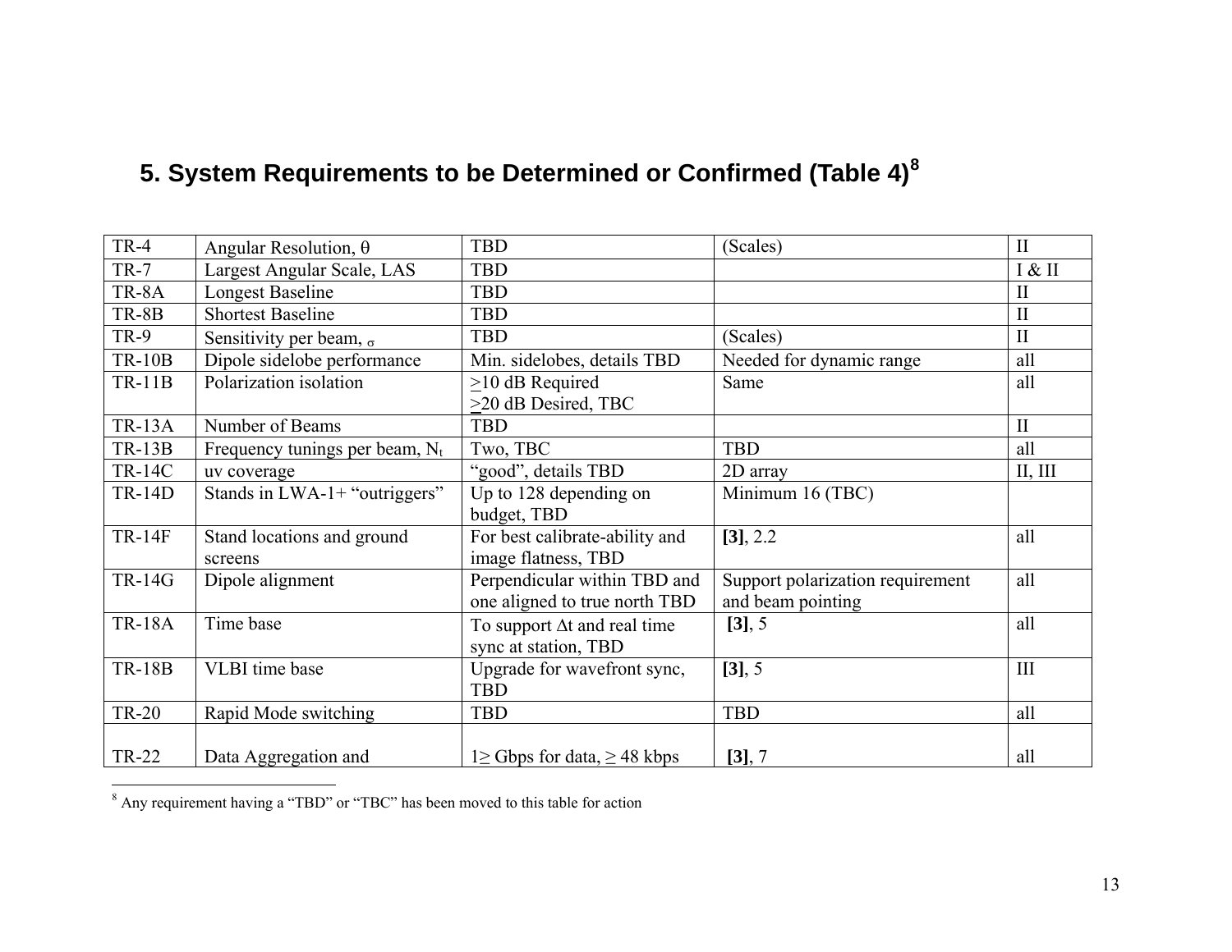## 5. System Requirements to be Determined or Confirmed (Table 4)[8]

| | | | | |
|---|---|---|---|---|
| TR-4 | Angular Resolution, θ | TBD | (Scales) | II |
| TR-7 | Largest Angular Scale, LAS | TBD | | I & II |
| TR-8A | Longest Baseline | TBD | | II |
| TR-8B | Shortest Baseline | TBD | | II |
| TR-9 | Sensitivity per beam, σ | TBD | (Scales) | II |
| TR-10B | Dipole sidelobe performance | Min. sidelobes, details TBD | Needed for dynamic range | all |
| TR-11B | Polarization isolation | ≥10 dB Required<br>≥20 dB Desired, TBC | Same | all |
| TR-13A | Number of Beams | TBD | | II |
| TR-13B | Frequency tunings per beam, $N_t$ | Two, TBC | TBD | all |
| TR-14C | uv coverage | "good", details TBD | 2D array | II, III |
| TR-14D | Stands in LWA-1+ "outriggers" | Up to 128 depending on budget, TBD | Minimum 16 (TBC) | |
| TR-14F | Stand locations and ground screens | For best calibrate-ability and image flatness, TBD | **[3]**, 2.2 | all |
| TR-14G | Dipole alignment | Perpendicular within TBD and one aligned to true north TBD | Support polarization requirement and beam pointing | all |
| TR-18A | Time base | To support Δt and real time sync at station, TBD | **[3]**, 5 | all |
| TR-18B | VLBI time base | Upgrade for wavefront sync, TBD | **[3]**, 5 | III |
| TR-20 | Rapid Mode switching | TBD | TBD | all |
| TR-22 | Data Aggregation and | 1≥ Gbps for data, ≥ 48 kbps | **[3]**, 7 | all |

[8] Any requirement having a "TBD" or "TBC" has been moved to this table for action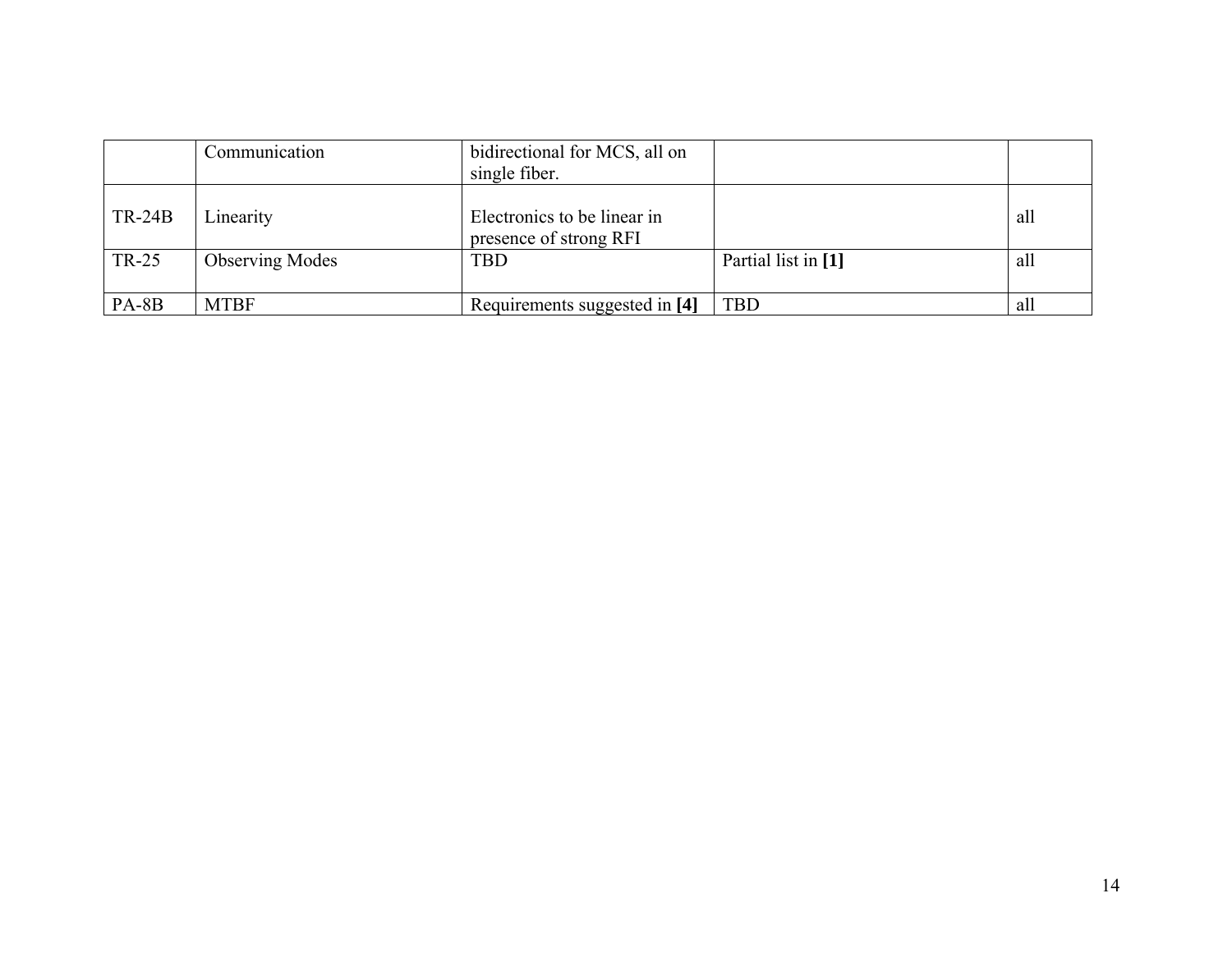| | | | | |
|---|---|---|---|---|
| | Communication | bidirectional for MCS, all on single fiber. | | |
| TR-24B | Linearity | Electronics to be linear in presence of strong RFI | | all |
| TR-25 | Observing Modes | TBD | Partial list in **[1]** | all |
| PA-8B | MTBF | Requirements suggested in **[4]** | TBD | all |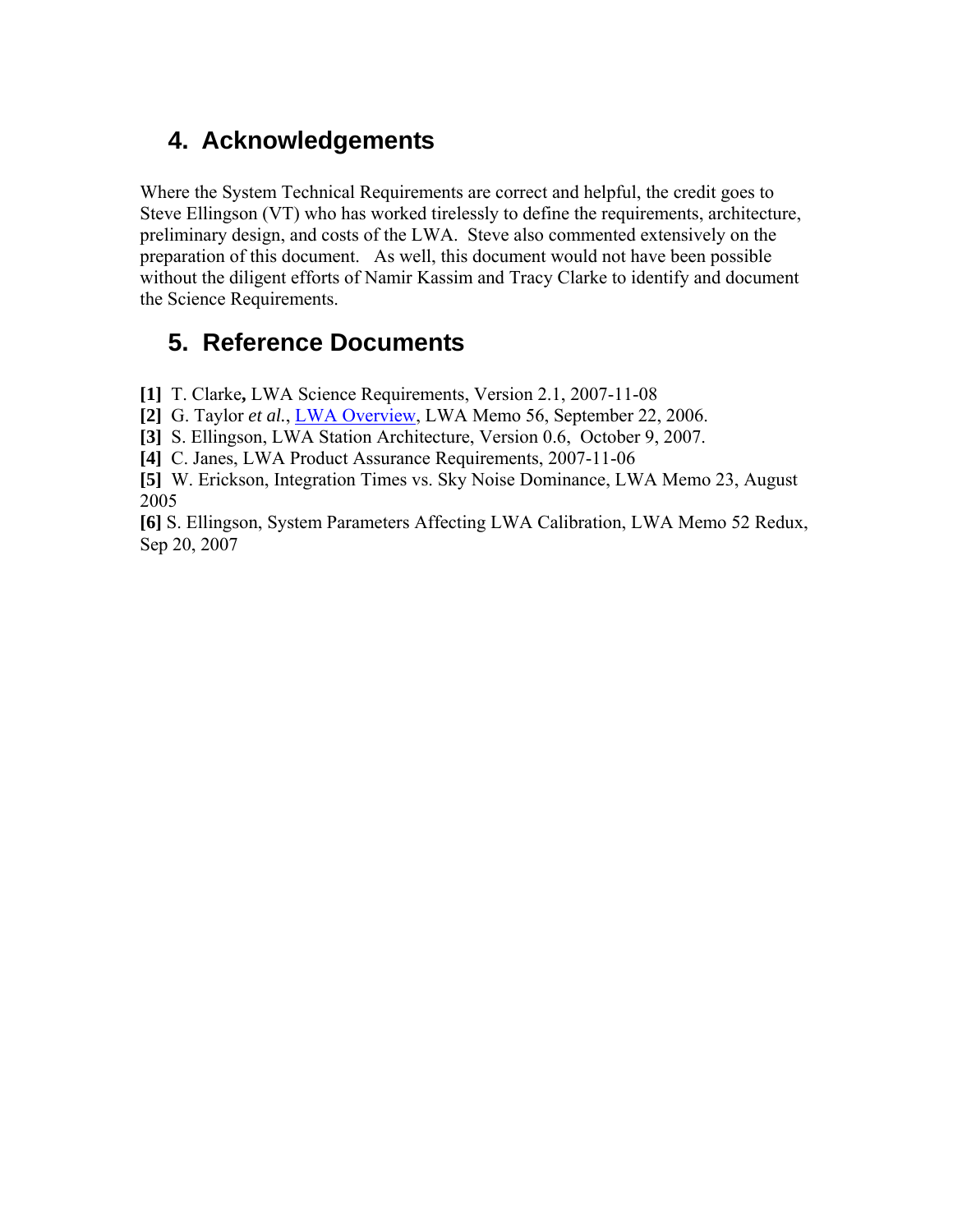## 4. Acknowledgements

Where the System Technical Requirements are correct and helpful, the credit goes to Steve Ellingson (VT) who has worked tirelessly to define the requirements, architecture, preliminary design, and costs of the LWA. Steve also commented extensively on the preparation of this document. As well, this document would not have been possible without the diligent efforts of Namir Kassim and Tracy Clarke to identify and document the Science Requirements.

## 5. Reference Documents

**[1]** T. Clarke**,** LWA Science Requirements, Version 2.1, 2007-11-08

**[2]** G. Taylor *et al.*, LWA Overview, LWA Memo 56, September 22, 2006.

**[3]** S. Ellingson, LWA Station Architecture, Version 0.6, October 9, 2007.

**[4]** C. Janes, LWA Product Assurance Requirements, 2007-11-06

**[5]** W. Erickson, Integration Times vs. Sky Noise Dominance, LWA Memo 23, August 2005

**[6]** S. Ellingson, System Parameters Affecting LWA Calibration, LWA Memo 52 Redux, Sep 20, 2007